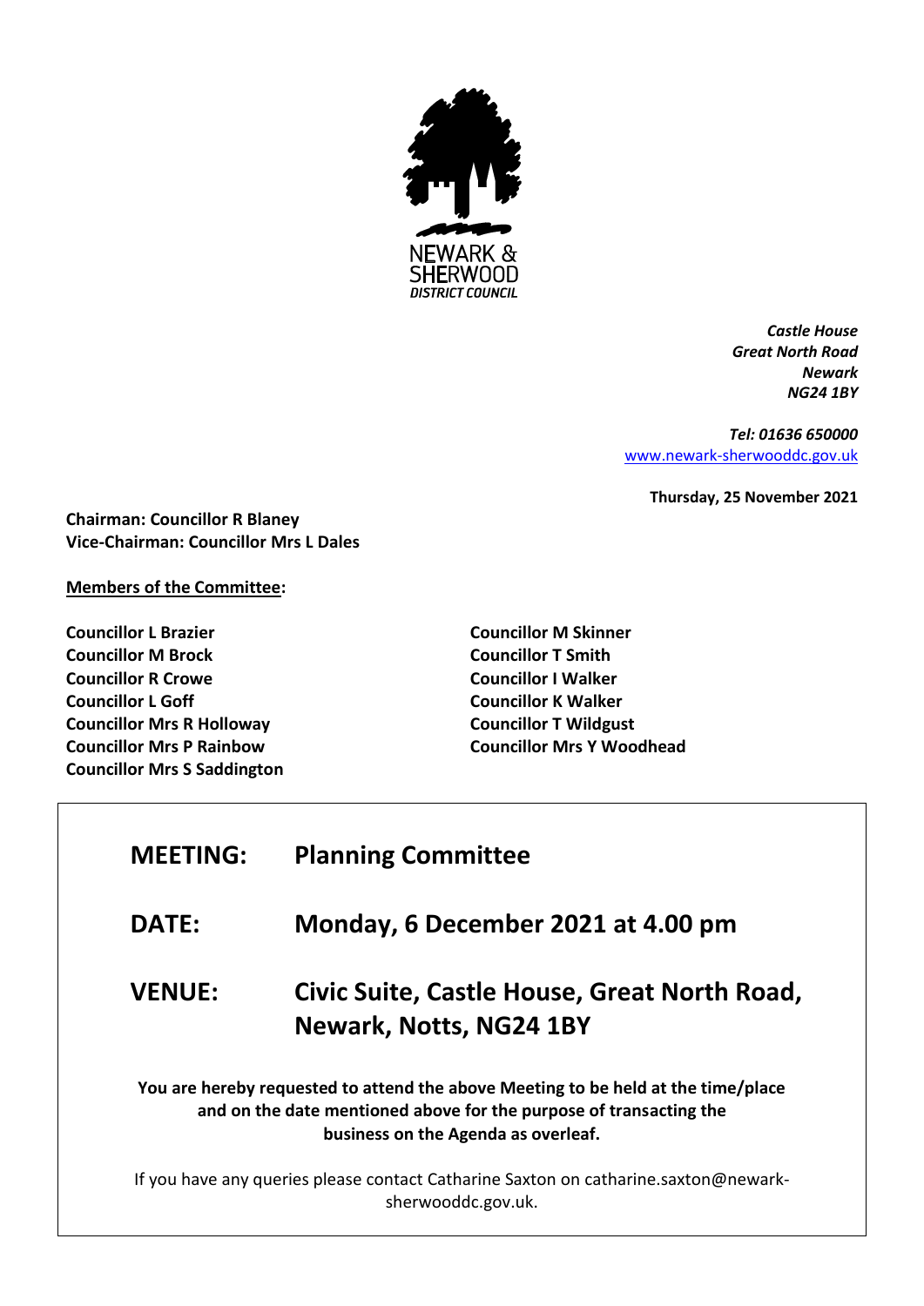NEWARK & SHERWOOD DISTRICT COUNCIL

*Castle House*
*Great North Road*
*Newark*
*NG24 1BY*

*Tel: 01636 650000*
www.newark-sherwooddc.gov.uk

**Thursday, 25 November 2021**

**Chairman: Councillor R Blaney**
**Vice-Chairman: Councillor Mrs L Dales**

**Members of the Committee:**

**Councillor L Brazier**
**Councillor M Brock**
**Councillor R Crowe**
**Councillor L Goff**
**Councillor Mrs R Holloway**
**Councillor Mrs P Rainbow**
**Councillor Mrs S Saddington**
**Councillor M Skinner**
**Councillor T Smith**
**Councillor I Walker**
**Councillor K Walker**
**Councillor T Wildgust**
**Councillor Mrs Y Woodhead**

| | |
|---|---|
| **MEETING:** | **Planning Committee** |
| **DATE:** | **Monday, 6 December 2021 at 4.00 pm** |
| **VENUE:** | **Civic Suite, Castle House, Great North Road, Newark, Notts, NG24 1BY** |

**You are hereby requested to attend the above Meeting to be held at the time/place and on the date mentioned above for the purpose of transacting the business on the Agenda as overleaf.**

If you have any queries please contact Catharine Saxton on catharine.saxton@newark-sherwooddc.gov.uk.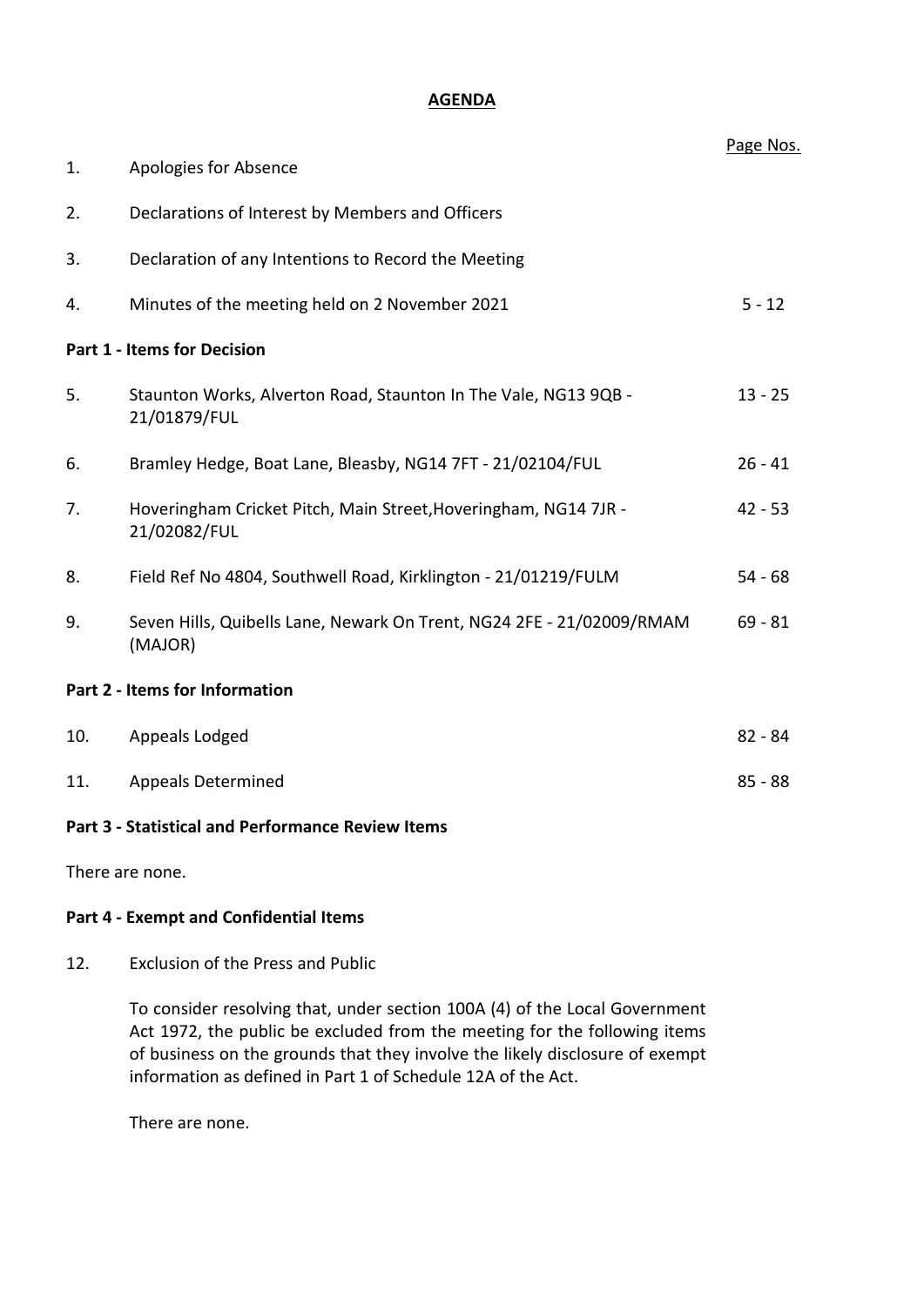# AGENDA

| | | Page Nos. |
|---|---|---|
| 1. | Apologies for Absence | |
| 2. | Declarations of Interest by Members and Officers | |
| 3. | Declaration of any Intentions to Record the Meeting | |
| 4. | Minutes of the meeting held on 2 November 2021 | 5 - 12 |

**Part 1 - Items for Decision**

| | | |
|---|---|---|
| 5. | Staunton Works, Alverton Road, Staunton In The Vale, NG13 9QB - 21/01879/FUL | 13 - 25 |
| 6. | Bramley Hedge, Boat Lane, Bleasby, NG14 7FT - 21/02104/FUL | 26 - 41 |
| 7. | Hoveringham Cricket Pitch, Main Street,Hoveringham, NG14 7JR - 21/02082/FUL | 42 - 53 |
| 8. | Field Ref No 4804, Southwell Road, Kirklington - 21/01219/FULM | 54 - 68 |
| 9. | Seven Hills, Quibells Lane, Newark On Trent, NG24 2FE - 21/02009/RMAM (MAJOR) | 69 - 81 |

**Part 2 - Items for Information**

| | | |
|---|---|---|
| 10. | Appeals Lodged | 82 - 84 |
| 11. | Appeals Determined | 85 - 88 |

**Part 3 - Statistical and Performance Review Items**

There are none.

**Part 4 - Exempt and Confidential Items**

12. Exclusion of the Press and Public

    To consider resolving that, under section 100A (4) of the Local Government Act 1972, the public be excluded from the meeting for the following items of business on the grounds that they involve the likely disclosure of exempt information as defined in Part 1 of Schedule 12A of the Act.

    There are none.